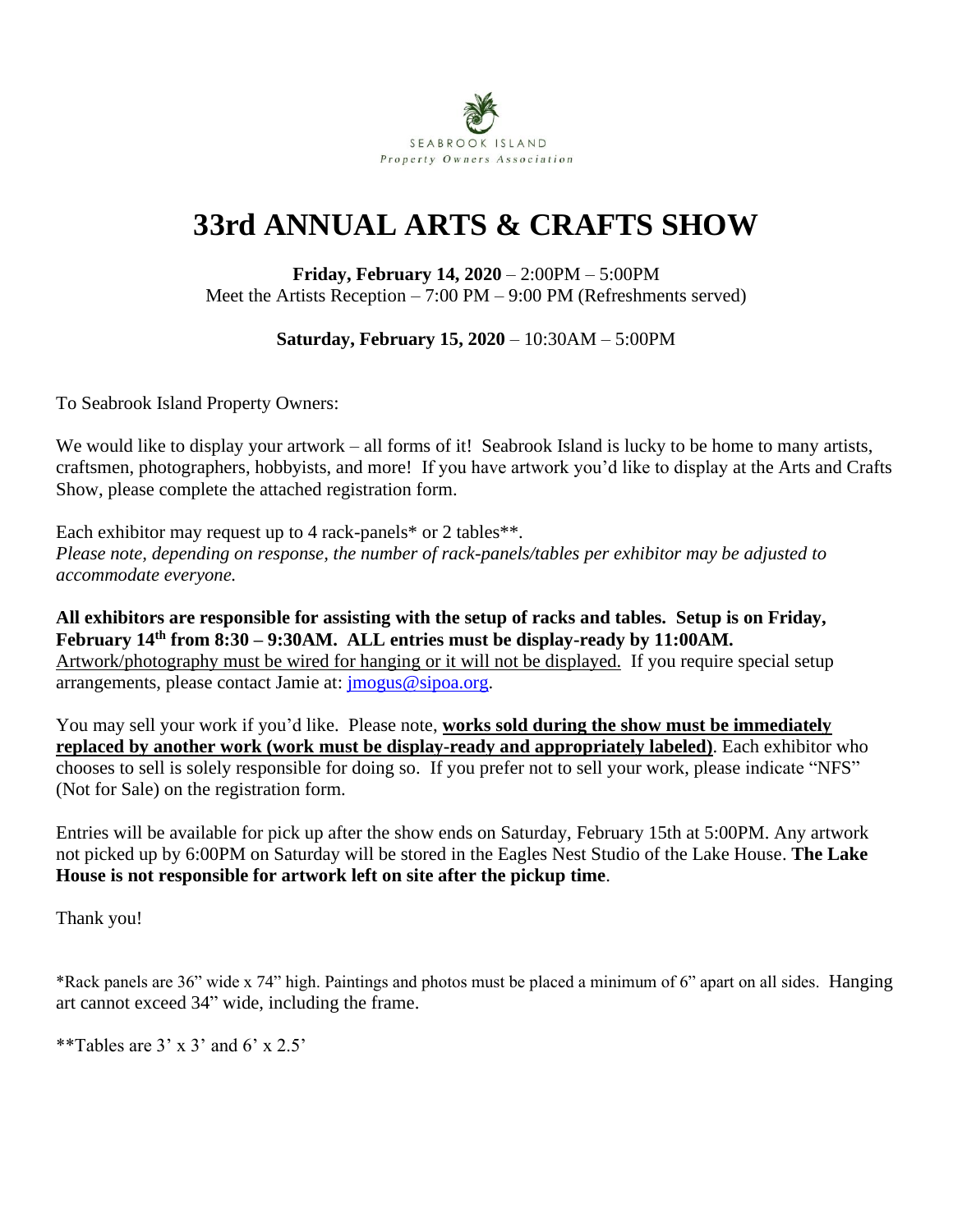SEABROOK ISLAND
*Property Owners Association*

# 33rd ANNUAL ARTS & CRAFTS SHOW

**Friday, February 14, 2020** – 2:00PM – 5:00PM
Meet the Artists Reception – 7:00 PM – 9:00 PM (Refreshments served)

**Saturday, February 15, 2020** – 10:30AM – 5:00PM

To Seabrook Island Property Owners:

We would like to display your artwork – all forms of it! Seabrook Island is lucky to be home to many artists, craftsmen, photographers, hobbyists, and more! If you have artwork you'd like to display at the Arts and Crafts Show, please complete the attached registration form.

Each exhibitor may request up to 4 rack-panels* or 2 tables**.
*Please note, depending on response, the number of rack-panels/tables per exhibitor may be adjusted to accommodate everyone.*

**All exhibitors are responsible for assisting with the setup of racks and tables. Setup is on Friday, February 14th from 8:30 – 9:30AM. ALL entries must be display-ready by 11:00AM.**
Artwork/photography must be wired for hanging or it will not be displayed. If you require special setup arrangements, please contact Jamie at: jmogus@sipoa.org.

You may sell your work if you'd like. Please note, **works sold during the show must be immediately replaced by another work (work must be display-ready and appropriately labeled)**. Each exhibitor who chooses to sell is solely responsible for doing so. If you prefer not to sell your work, please indicate "NFS" (Not for Sale) on the registration form.

Entries will be available for pick up after the show ends on Saturday, February 15th at 5:00PM. Any artwork not picked up by 6:00PM on Saturday will be stored in the Eagles Nest Studio of the Lake House. **The Lake House is not responsible for artwork left on site after the pickup time**.

Thank you!

*Rack panels are 36" wide x 74" high. Paintings and photos must be placed a minimum of 6" apart on all sides. Hanging art cannot exceed 34" wide, including the frame.

**Tables are 3' x 3' and 6' x 2.5'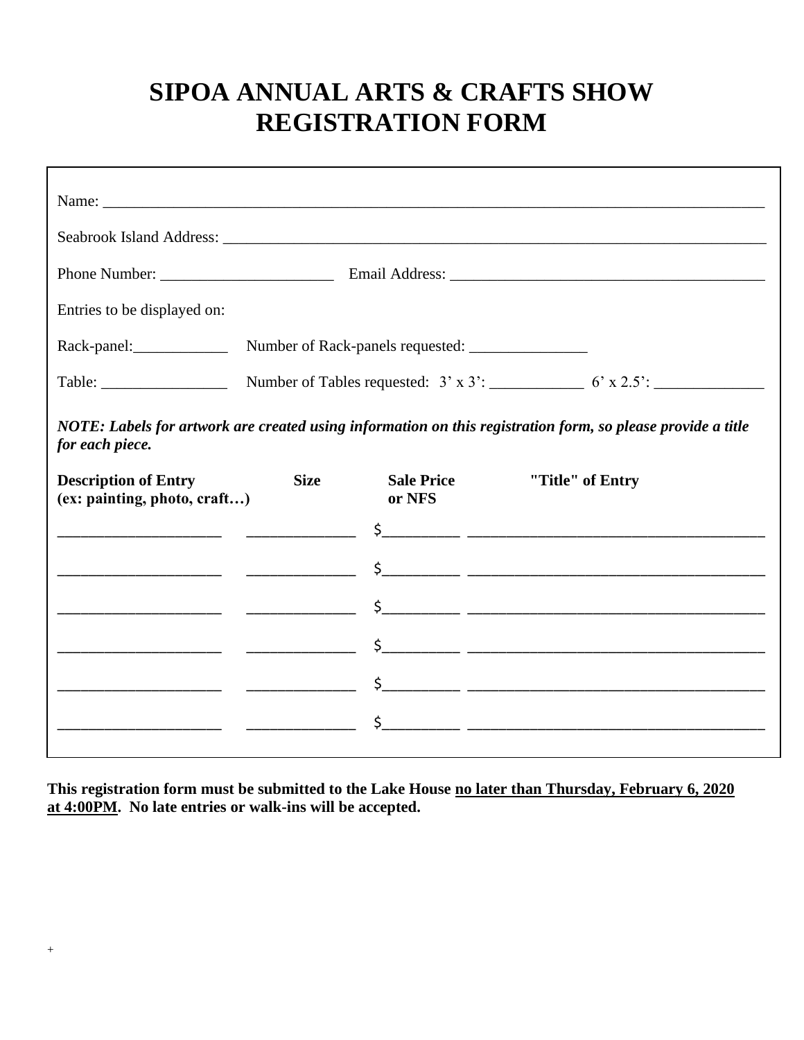# SIPOA ANNUAL ARTS & CRAFTS SHOW REGISTRATION FORM

Name: ______________________________________________________________________________

Seabrook Island Address: _______________________________________________________________

Phone Number: ______________________ Email Address: ________________________________________

Entries to be displayed on:

Rack-panel:____________ Number of Rack-panels requested: _______________

Table: ________________ Number of Tables requested: 3' x 3': ____________ 6' x 2.5': ______________

***NOTE: Labels for artwork are created using information on this registration form, so please provide a title for each piece.***

| Description of Entry (ex: painting, photo, craft…) | Size | Sale Price or NFS | "Title" of Entry |
|---|---|---|---|
| ____________________ | _____________ | $_________ | ______________________________________ |
| ____________________ | _____________ | $_________ | ______________________________________ |
| ____________________ | _____________ | $_________ | ______________________________________ |
| ____________________ | _____________ | $_________ | ______________________________________ |
| ____________________ | _____________ | $_________ | ______________________________________ |
| ____________________ | _____________ | $_________ | ______________________________________ |

**This registration form must be submitted to the Lake House <u>no later than Thursday, February 6, 2020 at 4:00PM</u>. No late entries or walk-ins will be accepted.**

+